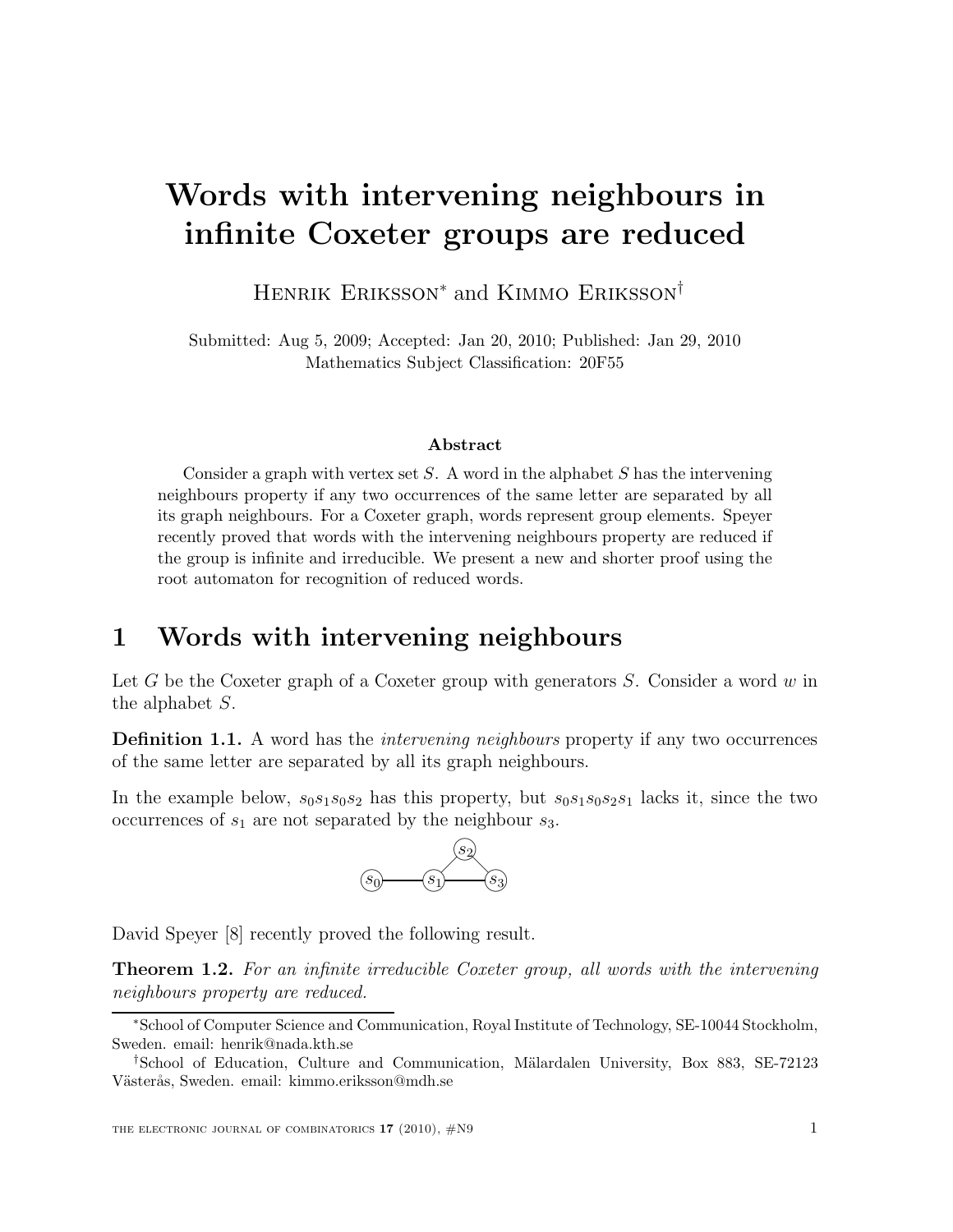# Words with intervening neighbours in infinite Coxeter groups are reduced

Henrik Eriksson* and Kimmo Eriksson†

Submitted: Aug 5, 2009; Accepted: Jan 20, 2010; Published: Jan 29, 2010
Mathematics Subject Classification: 20F55

### Abstract

Consider a graph with vertex set $S$. A word in the alphabet $S$ has the intervening neighbours property if any two occurrences of the same letter are separated by all its graph neighbours. For a Coxeter graph, words represent group elements. Speyer recently proved that words with the intervening neighbours property are reduced if the group is infinite and irreducible. We present a new and shorter proof using the root automaton for recognition of reduced words.

## 1 Words with intervening neighbours

Let $G$ be the Coxeter graph of a Coxeter group with generators $S$. Consider a word $w$ in the alphabet $S$.

**Definition 1.1.** A word has the *intervening neighbours* property if any two occurrences of the same letter are separated by all its graph neighbours.

In the example below, $s_0s_1s_0s_2$ has this property, but $s_0s_1s_0s_2s_1$ lacks it, since the two occurrences of $s_1$ are not separated by the neighbour $s_3$.

David Speyer [8] recently proved the following result.

**Theorem 1.2.** *For an infinite irreducible Coxeter group, all words with the intervening neighbours property are reduced.*

---

*School of Computer Science and Communication, Royal Institute of Technology, SE-10044 Stockholm, Sweden. email: henrik@nada.kth.se

†School of Education, Culture and Communication, Mälardalen University, Box 883, SE-72123 Västerås, Sweden. email: kimmo.eriksson@mdh.se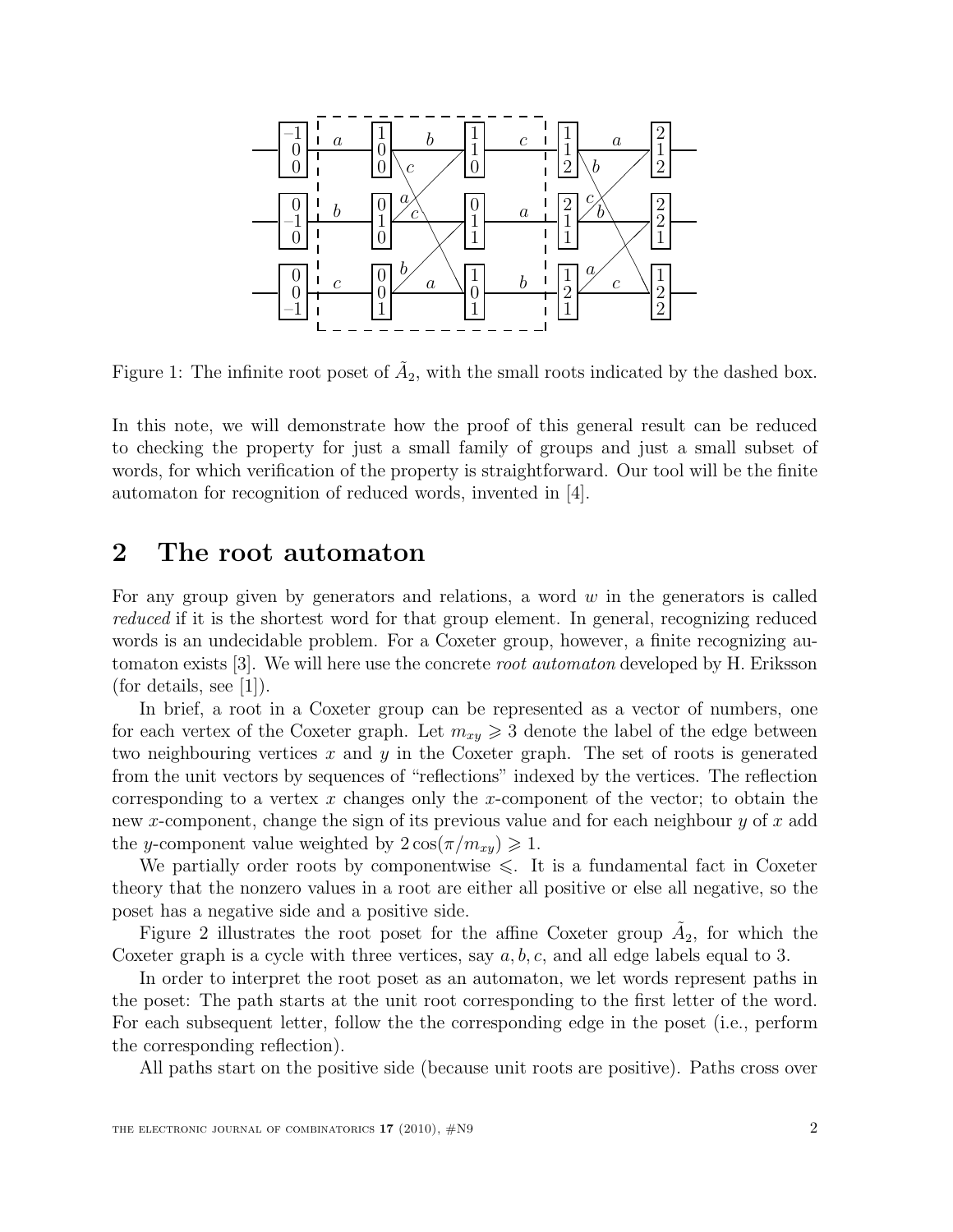Figure 1: The infinite root poset of $\tilde{A}_2$, with the small roots indicated by the dashed box.

In this note, we will demonstrate how the proof of this general result can be reduced to checking the property for just a small family of groups and just a small subset of words, for which verification of the property is straightforward. Our tool will be the finite automaton for recognition of reduced words, invented in [4].

## 2 The root automaton

For any group given by generators and relations, a word $w$ in the generators is called *reduced* if it is the shortest word for that group element. In general, recognizing reduced words is an undecidable problem. For a Coxeter group, however, a finite recognizing automaton exists [3]. We will here use the concrete *root automaton* developed by H. Eriksson (for details, see [1]).

In brief, a root in a Coxeter group can be represented as a vector of numbers, one for each vertex of the Coxeter graph. Let $m_{xy} \geqslant 3$ denote the label of the edge between two neighbouring vertices $x$ and $y$ in the Coxeter graph. The set of roots is generated from the unit vectors by sequences of "reflections" indexed by the vertices. The reflection corresponding to a vertex $x$ changes only the $x$-component of the vector; to obtain the new $x$-component, change the sign of its previous value and for each neighbour $y$ of $x$ add the $y$-component value weighted by $2\cos(\pi/m_{xy}) \geqslant 1$.

We partially order roots by componentwise $\leqslant$. It is a fundamental fact in Coxeter theory that the nonzero values in a root are either all positive or else all negative, so the poset has a negative side and a positive side.

Figure 2 illustrates the root poset for the affine Coxeter group $\tilde{A}_2$, for which the Coxeter graph is a cycle with three vertices, say $a, b, c$, and all edge labels equal to 3.

In order to interpret the root poset as an automaton, we let words represent paths in the poset: The path starts at the unit root corresponding to the first letter of the word. For each subsequent letter, follow the the corresponding edge in the poset (i.e., perform the corresponding reflection).

All paths start on the positive side (because unit roots are positive). Paths cross over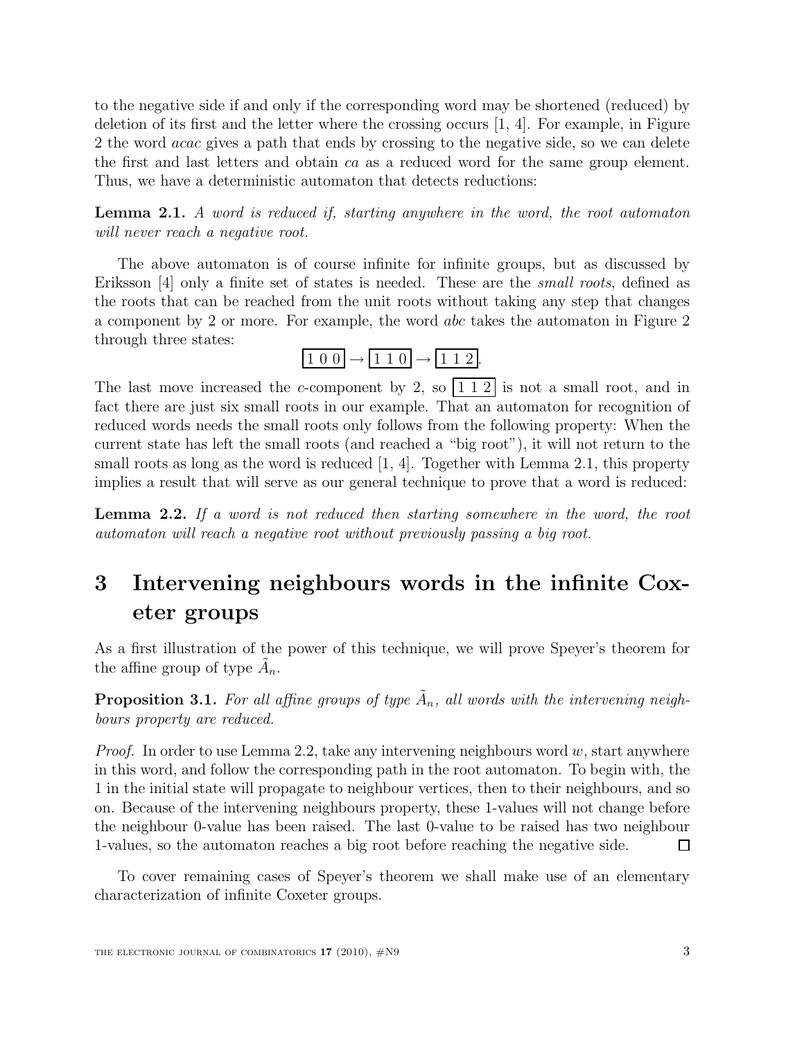to the negative side if and only if the corresponding word may be shortened (reduced) by deletion of its first and the letter where the crossing occurs [1, 4]. For example, in Figure 2 the word *acac* gives a path that ends by crossing to the negative side, so we can delete the first and last letters and obtain *ca* as a reduced word for the same group element. Thus, we have a deterministic automaton that detects reductions:

**Lemma 2.1.** *A word is reduced if, starting anywhere in the word, the root automaton will never reach a negative root.*

The above automaton is of course infinite for infinite groups, but as discussed by Eriksson [4] only a finite set of states is needed. These are the *small roots*, defined as the roots that can be reached from the unit roots without taking any step that changes a component by 2 or more. For example, the word *abc* takes the automaton in Figure 2 through three states:

$$\boxed{1\ 0\ 0} \rightarrow \boxed{1\ 1\ 0} \rightarrow \boxed{1\ 1\ 2}.$$

The last move increased the $c$-component by 2, so $\boxed{1\ 1\ 2}$ is not a small root, and in fact there are just six small roots in our example. That an automaton for recognition of reduced words needs the small roots only follows from the following property: When the current state has left the small roots (and reached a "big root"), it will not return to the small roots as long as the word is reduced [1, 4]. Together with Lemma 2.1, this property implies a result that will serve as our general technique to prove that a word is reduced:

**Lemma 2.2.** *If a word is not reduced then starting somewhere in the word, the root automaton will reach a negative root without previously passing a big root.*

# 3 Intervening neighbours words in the infinite Coxeter groups

As a first illustration of the power of this technique, we will prove Speyer's theorem for the affine group of type $\tilde{A}_n$.

**Proposition 3.1.** *For all affine groups of type $\tilde{A}_n$, all words with the intervening neighbours property are reduced.*

*Proof.* In order to use Lemma 2.2, take any intervening neighbours word $w$, start anywhere in this word, and follow the corresponding path in the root automaton. To begin with, the 1 in the initial state will propagate to neighbour vertices, then to their neighbours, and so on. Because of the intervening neighbours property, these 1-values will not change before the neighbour 0-value has been raised. The last 0-value to be raised has two neighbour 1-values, so the automaton reaches a big root before reaching the negative side. □

To cover remaining cases of Speyer's theorem we shall make use of an elementary characterization of infinite Coxeter groups.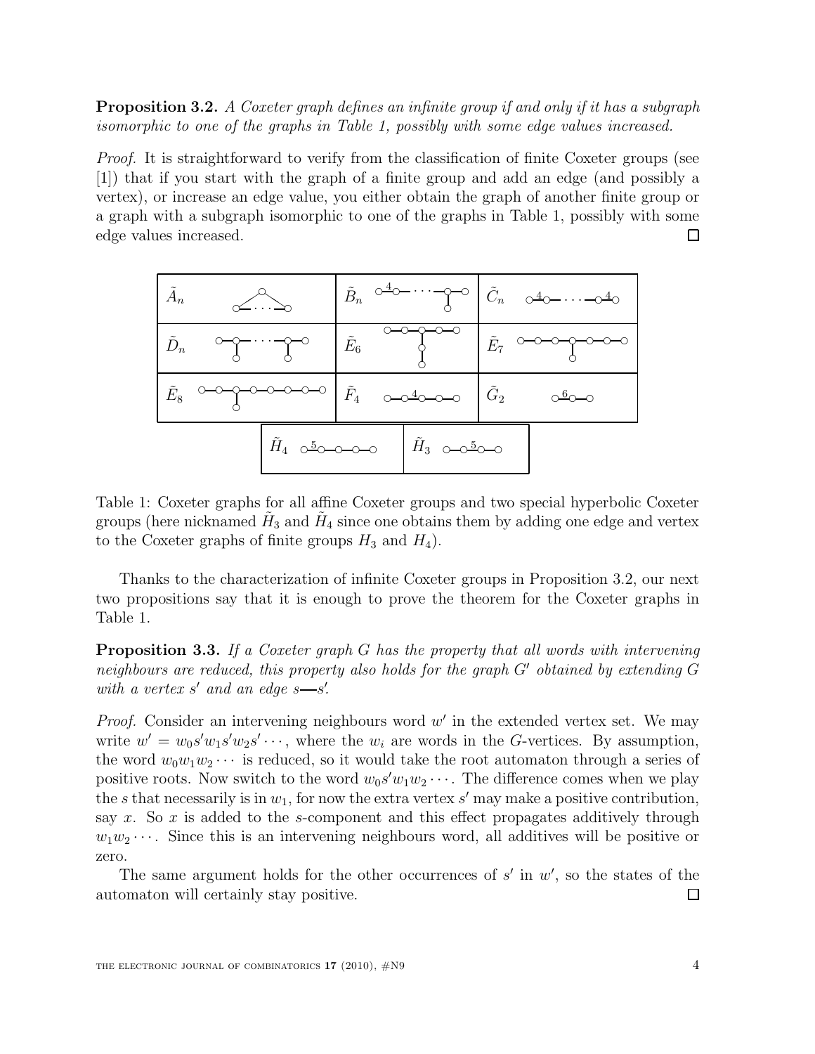**Proposition 3.2.** *A Coxeter graph defines an infinite group if and only if it has a subgraph isomorphic to one of the graphs in Table 1, possibly with some edge values increased.*

*Proof.* It is straightforward to verify from the classification of finite Coxeter groups (see [1]) that if you start with the graph of a finite group and add an edge (and possibly a vertex), or increase an edge value, you either obtain the graph of another finite group or a graph with a subgraph isomorphic to one of the graphs in Table 1, possibly with some edge values increased. ◻

| | | |
|---|---|---|
| $\tilde{A}_n$ | $\tilde{B}_n$ | $\tilde{C}_n$ |
| $\tilde{D}_n$ | $\tilde{E}_6$ | $\tilde{E}_7$ |
| $\tilde{E}_8$ | $\tilde{F}_4$ | $\tilde{G}_2$ |
| $\tilde{H}_4$ | $\tilde{H}_3$ | |

Table 1: Coxeter graphs for all affine Coxeter groups and two special hyperbolic Coxeter groups (here nicknamed $\tilde{H}_3$ and $\tilde{H}_4$ since one obtains them by adding one edge and vertex to the Coxeter graphs of finite groups $H_3$ and $H_4$).

Thanks to the characterization of infinite Coxeter groups in Proposition 3.2, our next two propositions say that it is enough to prove the theorem for the Coxeter graphs in Table 1.

**Proposition 3.3.** *If a Coxeter graph $G$ has the property that all words with intervening neighbours are reduced, this property also holds for the graph $G'$ obtained by extending $G$ with a vertex $s'$ and an edge $s$—$s'$.*

*Proof.* Consider an intervening neighbours word $w'$ in the extended vertex set. We may write $w' = w_0 s' w_1 s' w_2 s' \cdots$, where the $w_i$ are words in the $G$-vertices. By assumption, the word $w_0 w_1 w_2 \cdots$ is reduced, so it would take the root automaton through a series of positive roots. Now switch to the word $w_0 s' w_1 w_2 \cdots$. The difference comes when we play the $s$ that necessarily is in $w_1$, for now the extra vertex $s'$ may make a positive contribution, say $x$. So $x$ is added to the $s$-component and this effect propagates additively through $w_1 w_2 \cdots$. Since this is an intervening neighbours word, all additives will be positive or zero.

The same argument holds for the other occurrences of $s'$ in $w'$, so the states of the automaton will certainly stay positive. ◻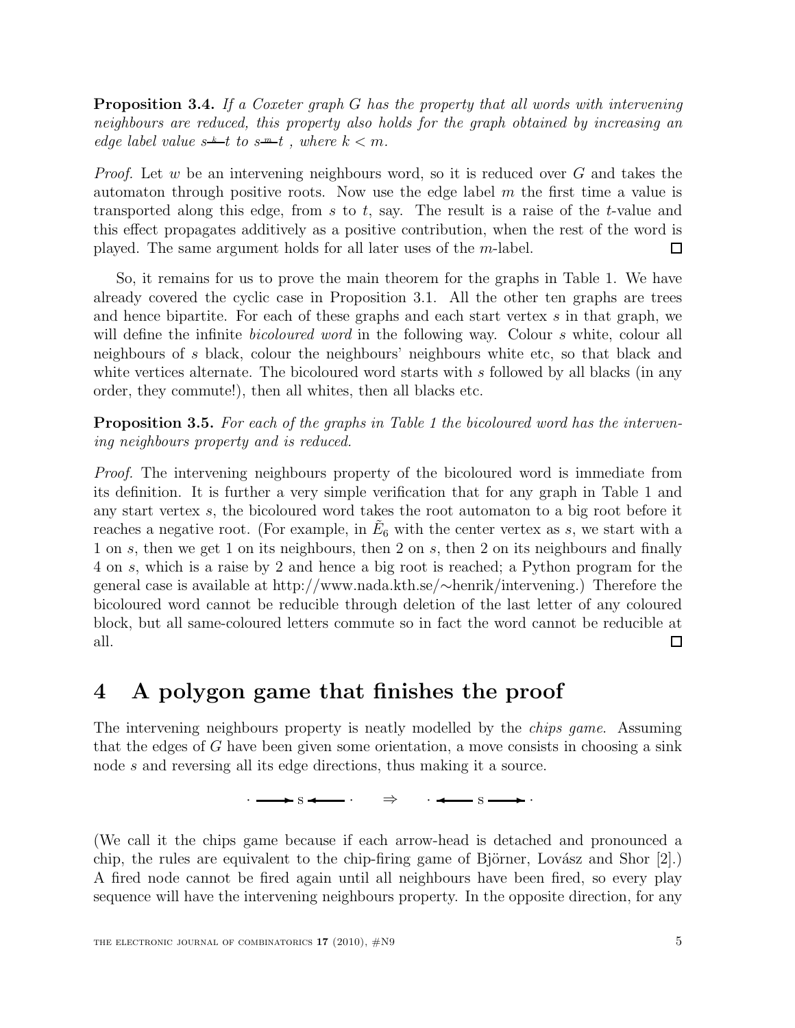**Proposition 3.4.** *If a Coxeter graph $G$ has the property that all words with intervening neighbours are reduced, this property also holds for the graph obtained by increasing an edge label value $s \overset{k}{—} t$ to $s \overset{m}{—} t$ , where $k < m$.*

*Proof.* Let $w$ be an intervening neighbours word, so it is reduced over $G$ and takes the automaton through positive roots. Now use the edge label $m$ the first time a value is transported along this edge, from $s$ to $t$, say. The result is a raise of the $t$-value and this effect propagates additively as a positive contribution, when the rest of the word is played. The same argument holds for all later uses of the $m$-label. $\square$

So, it remains for us to prove the main theorem for the graphs in Table 1. We have already covered the cyclic case in Proposition 3.1. All the other ten graphs are trees and hence bipartite. For each of these graphs and each start vertex $s$ in that graph, we will define the infinite *bicoloured word* in the following way. Colour $s$ white, colour all neighbours of $s$ black, colour the neighbours' neighbours white etc, so that black and white vertices alternate. The bicoloured word starts with $s$ followed by all blacks (in any order, they commute!), then all whites, then all blacks etc.

**Proposition 3.5.** *For each of the graphs in Table 1 the bicoloured word has the intervening neighbours property and is reduced.*

*Proof.* The intervening neighbours property of the bicoloured word is immediate from its definition. It is further a very simple verification that for any graph in Table 1 and any start vertex $s$, the bicoloured word takes the root automaton to a big root before it reaches a negative root. (For example, in $\tilde{E}_6$ with the center vertex as $s$, we start with a 1 on $s$, then we get 1 on its neighbours, then 2 on $s$, then 2 on its neighbours and finally 4 on $s$, which is a raise by 2 and hence a big root is reached; a Python program for the general case is available at http://www.nada.kth.se/∼henrik/intervening.) Therefore the bicoloured word cannot be reducible through deletion of the last letter of any coloured block, but all same-coloured letters commute so in fact the word cannot be reducible at all. $\square$

# 4 A polygon game that finishes the proof

The intervening neighbours property is neatly modelled by the *chips game*. Assuming that the edges of $G$ have been given some orientation, a move consists in choosing a sink node $s$ and reversing all its edge directions, thus making it a source.

$$\cdot \longrightarrow s \longleftarrow \cdot \qquad \Rightarrow \qquad \cdot \longleftarrow s \longrightarrow \cdot$$

(We call it the chips game because if each arrow-head is detached and pronounced a chip, the rules are equivalent to the chip-firing game of Björner, Lovász and Shor [2].) A fired node cannot be fired again until all neighbours have been fired, so every play sequence will have the intervening neighbours property. In the opposite direction, for any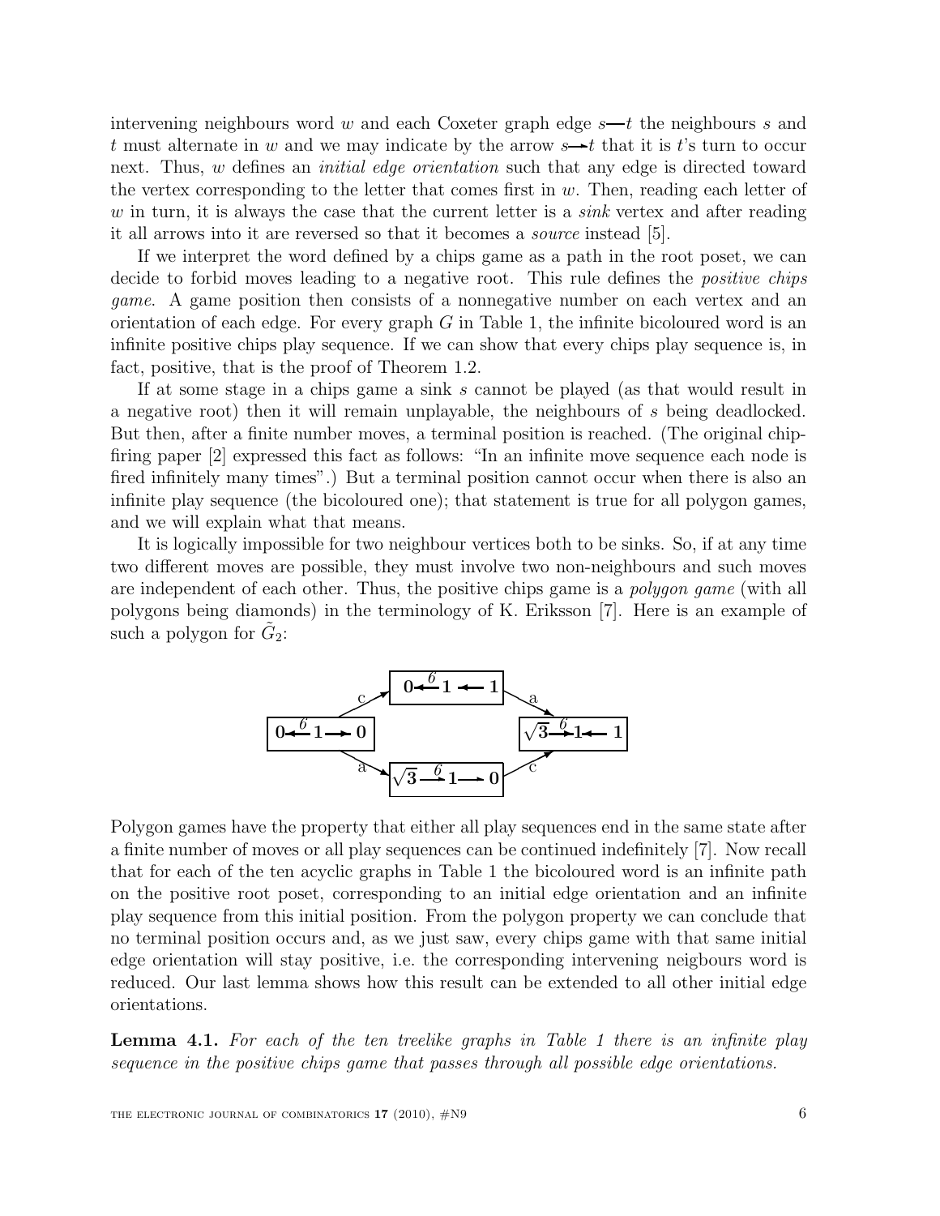intervening neighbours word $w$ and each Coxeter graph edge $s$—$t$ the neighbours $s$ and $t$ must alternate in $w$ and we may indicate by the arrow $s \to t$ that it is $t$'s turn to occur next. Thus, $w$ defines an *initial edge orientation* such that any edge is directed toward the vertex corresponding to the letter that comes first in $w$. Then, reading each letter of $w$ in turn, it is always the case that the current letter is a *sink* vertex and after reading it all arrows into it are reversed so that it becomes a *source* instead [5].

If we interpret the word defined by a chips game as a path in the root poset, we can decide to forbid moves leading to a negative root. This rule defines the *positive chips game*. A game position then consists of a nonnegative number on each vertex and an orientation of each edge. For every graph $G$ in Table 1, the infinite bicoloured word is an infinite positive chips play sequence. If we can show that every chips play sequence is, in fact, positive, that is the proof of Theorem 1.2.

If at some stage in a chips game a sink $s$ cannot be played (as that would result in a negative root) then it will remain unplayable, the neighbours of $s$ being deadlocked. But then, after a finite number moves, a terminal position is reached. (The original chip-firing paper [2] expressed this fact as follows: "In an infinite move sequence each node is fired infinitely many times".) But a terminal position cannot occur when there is also an infinite play sequence (the bicoloured one); that statement is true for all polygon games, and we will explain what that means.

It is logically impossible for two neighbour vertices both to be sinks. So, if at any time two different moves are possible, they must involve two non-neighbours and such moves are independent of each other. Thus, the positive chips game is a *polygon game* (with all polygons being diamonds) in the terminology of K. Eriksson [7]. Here is an example of such a polygon for $\tilde{G}_2$:

$$
\begin{array}{ccccc}
 & & \boxed{\mathbf{0} \overset{6}{\longleftarrow} \mathbf{1} \longleftarrow \mathbf{1}} & & \\
 & \overset{c}{\nearrow} & & \overset{a}{\searrow} & \\
\boxed{\mathbf{0} \overset{6}{\longleftarrow} \mathbf{1} \longrightarrow \mathbf{0}} & & & & \boxed{\sqrt{\mathbf{3}} \overset{6}{\longrightarrow} \mathbf{1} \longleftarrow \mathbf{1}} \\
 & \underset{a}{\searrow} & & \underset{c}{\nearrow} & \\
 & & \boxed{\sqrt{\mathbf{3}} \overset{6}{\longrightarrow} \mathbf{1} \longrightarrow \mathbf{0}} & &
\end{array}
$$

Polygon games have the property that either all play sequences end in the same state after a finite number of moves or all play sequences can be continued indefinitely [7]. Now recall that for each of the ten acyclic graphs in Table 1 the bicoloured word is an infinite path on the positive root poset, corresponding to an initial edge orientation and an infinite play sequence from this initial position. From the polygon property we can conclude that no terminal position occurs and, as we just saw, every chips game with that same initial edge orientation will stay positive, i.e. the corresponding intervening neigbours word is reduced. Our last lemma shows how this result can be extended to all other initial edge orientations.

**Lemma 4.1.** *For each of the ten treelike graphs in Table 1 there is an infinite play sequence in the positive chips game that passes through all possible edge orientations.*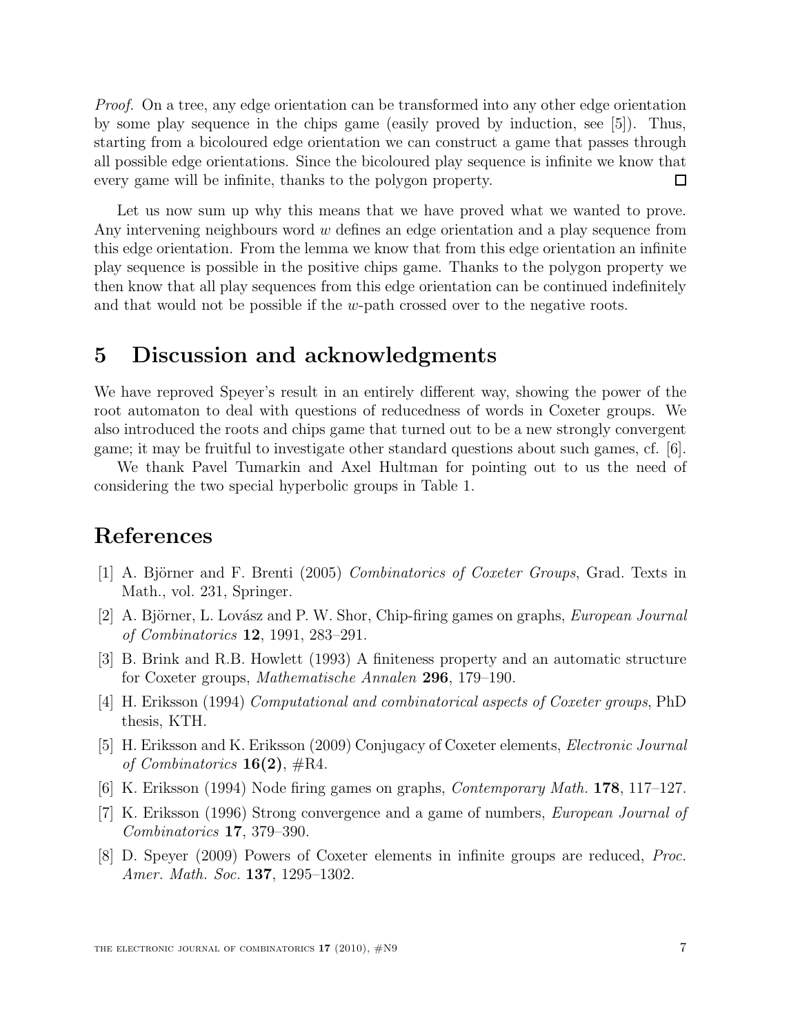*Proof.* On a tree, any edge orientation can be transformed into any other edge orientation by some play sequence in the chips game (easily proved by induction, see [5]). Thus, starting from a bicoloured edge orientation we can construct a game that passes through all possible edge orientations. Since the bicoloured play sequence is infinite we know that every game will be infinite, thanks to the polygon property. □

Let us now sum up why this means that we have proved what we wanted to prove. Any intervening neighbours word $w$ defines an edge orientation and a play sequence from this edge orientation. From the lemma we know that from this edge orientation an infinite play sequence is possible in the positive chips game. Thanks to the polygon property we then know that all play sequences from this edge orientation can be continued indefinitely and that would not be possible if the $w$-path crossed over to the negative roots.

## 5 Discussion and acknowledgments

We have reproved Speyer's result in an entirely different way, showing the power of the root automaton to deal with questions of reducedness of words in Coxeter groups. We also introduced the roots and chips game that turned out to be a new strongly convergent game; it may be fruitful to investigate other standard questions about such games, cf. [6].

We thank Pavel Tumarkin and Axel Hultman for pointing out to us the need of considering the two special hyperbolic groups in Table 1.

## References

[1] A. Björner and F. Brenti (2005) *Combinatorics of Coxeter Groups*, Grad. Texts in Math., vol. 231, Springer.

[2] A. Björner, L. Lovász and P. W. Shor, Chip-firing games on graphs, *European Journal of Combinatorics* **12**, 1991, 283–291.

[3] B. Brink and R.B. Howlett (1993) A finiteness property and an automatic structure for Coxeter groups, *Mathematische Annalen* **296**, 179–190.

[4] H. Eriksson (1994) *Computational and combinatorical aspects of Coxeter groups*, PhD thesis, KTH.

[5] H. Eriksson and K. Eriksson (2009) Conjugacy of Coxeter elements, *Electronic Journal of Combinatorics* **16(2)**, #R4.

[6] K. Eriksson (1994) Node firing games on graphs, *Contemporary Math.* **178**, 117–127.

[7] K. Eriksson (1996) Strong convergence and a game of numbers, *European Journal of Combinatorics* **17**, 379–390.

[8] D. Speyer (2009) Powers of Coxeter elements in infinite groups are reduced, *Proc. Amer. Math. Soc.* **137**, 1295–1302.